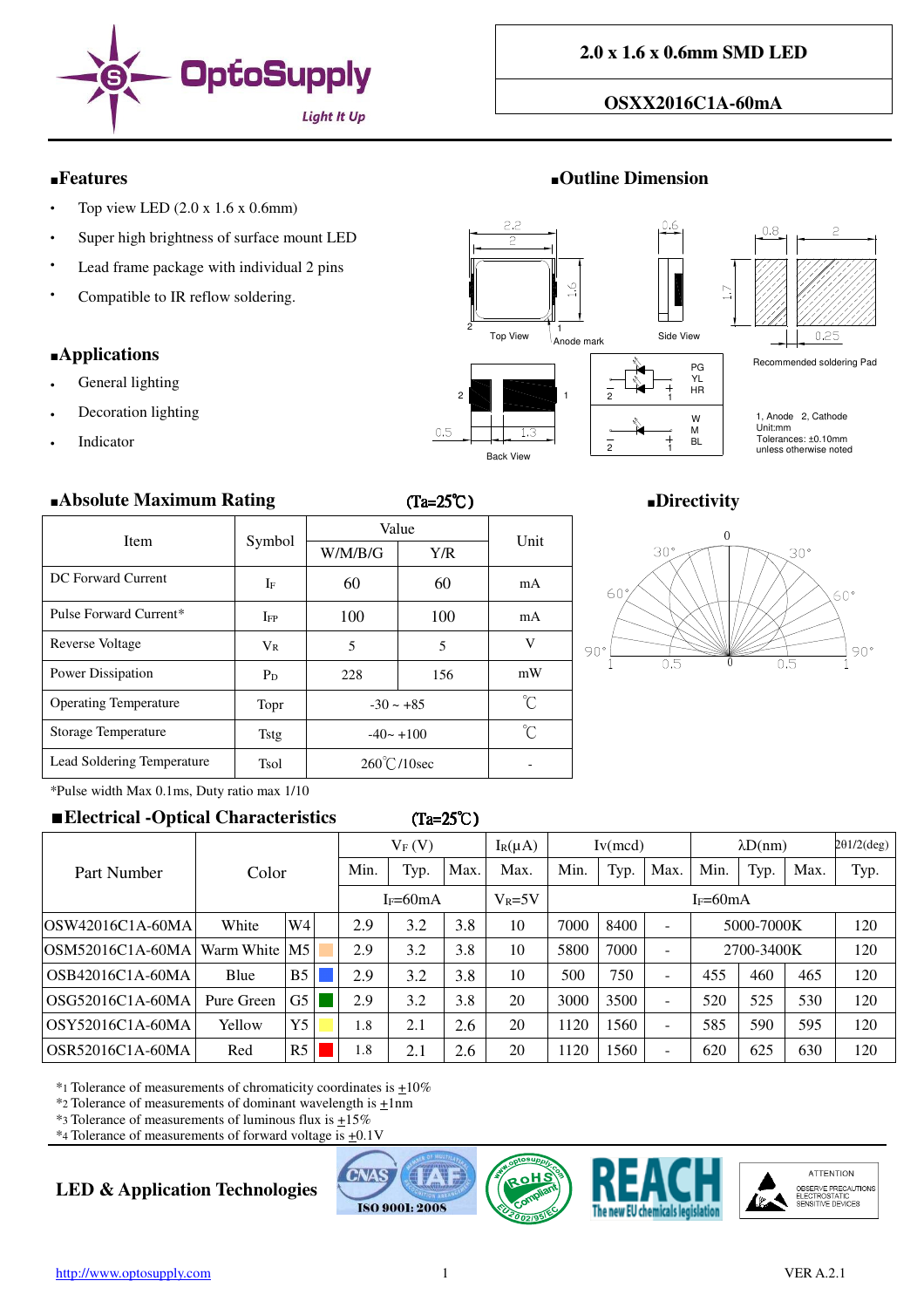# OptoSupply

Light It Up

**2.0 x 1.6 x 0.6mm SMD LED**

**OSXX2016C1A-60mA**

## ■Features

- Top view LED (2.0 x 1.6 x 0.6mm)
- Super high brightness of surface mount LED
- Lead frame package with individual 2 pins
- Compatible to IR reflow soldering.

## ■Applications

- General lighting
- Decoration lighting
- Indicator

## ■Outline Dimension

Top View, Anode mark, Side View, Recommended soldering Pad, Back View

PG YL HR

W M BL

1, Anode 2, Cathode
Unit:mm
Tolerances: ±0.10mm
unless otherwise noted

## ■Absolute Maximum Rating (Ta=25℃)

| Item | Symbol | Value | | Unit |
|---|---|---|---|---|
| | | W/M/B/G | Y/R | |
| DC Forward Current | $I_F$ | 60 | 60 | mA |
| Pulse Forward Current* | $I_{FP}$ | 100 | 100 | mA |
| Reverse Voltage | $V_R$ | 5 | 5 | V |
| Power Dissipation | $P_D$ | 228 | 156 | mW |
| Operating Temperature | Topr | -30 ~ +85 | | ℃ |
| Storage Temperature | Tstg | -40~ +100 | | ℃ |
| Lead Soldering Temperature | Tsol | 260℃/10sec | | - |

*Pulse width Max 0.1ms, Duty ratio max 1/10

## ■Directivity

## ■Electrical -Optical Characteristics (Ta=25℃)

| Part Number | Color | | | $V_F$ (V) | | | $I_R$(μA) | Iv(mcd) | | | λD(nm) | | | 2θ1/2(deg) |
|---|---|---|---|---|---|---|---|---|---|---|---|---|---|---|
| | | | | Min. | Typ. | Max. | Max. | Min. | Typ. | Max. | Min. | Typ. | Max. | Typ. |
| | | | | $I_F$=60mA | | | $V_R$=5V | $I_F$=60mA | | | | | | |
| OSW42016C1A-60MA | White | W4 | | 2.9 | 3.2 | 3.8 | 10 | 7000 | 8400 | - | 5000-7000K | | | 120 |
| OSM52016C1A-60MA | Warm White | M5 | | 2.9 | 3.2 | 3.8 | 10 | 5800 | 7000 | - | 2700-3400K | | | 120 |
| OSB42016C1A-60MA | Blue | B5 | | 2.9 | 3.2 | 3.8 | 10 | 500 | 750 | - | 455 | 460 | 465 | 120 |
| OSG52016C1A-60MA | Pure Green | G5 | | 2.9 | 3.2 | 3.8 | 20 | 3000 | 3500 | - | 520 | 525 | 530 | 120 |
| OSY52016C1A-60MA | Yellow | Y5 | | 1.8 | 2.1 | 2.6 | 20 | 1120 | 1560 | - | 585 | 590 | 595 | 120 |
| OSR52016C1A-60MA | Red | R5 | | 1.8 | 2.1 | 2.6 | 20 | 1120 | 1560 | - | 620 | 625 | 630 | 120 |

*1 Tolerance of measurements of chromaticity coordinates is ±10%
*2 Tolerance of measurements of dominant wavelength is ±1nm
*3 Tolerance of measurements of luminous flux is ±15%
*4 Tolerance of measurements of forward voltage is ±0.1V

**LED & Application Technologies**

ISO 9001: 2008

http://www.optosupply.com

VER A.2.1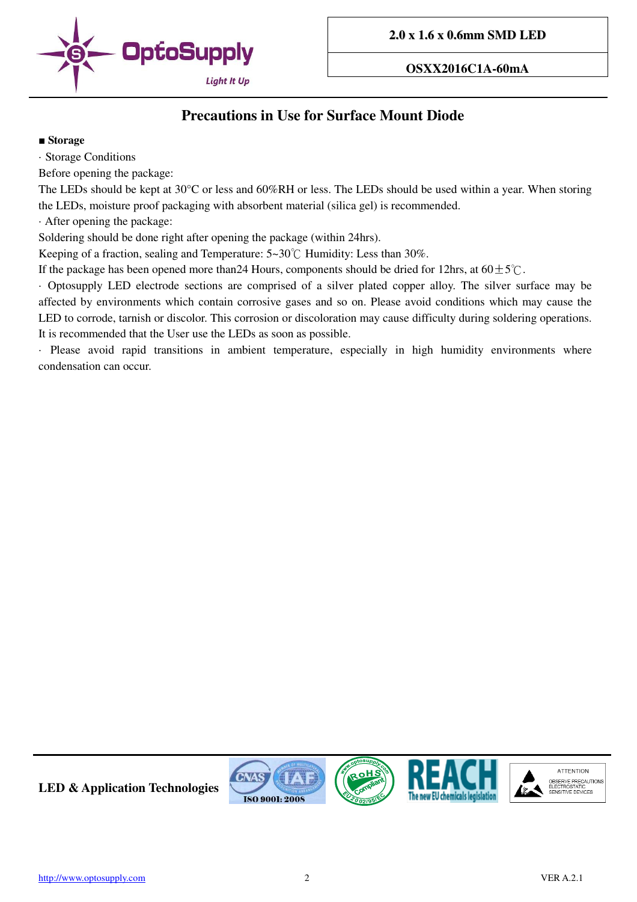# Precautions in Use for Surface Mount Diode

■ **Storage**

· Storage Conditions

Before opening the package:

The LEDs should be kept at 30°C or less and 60%RH or less. The LEDs should be used within a year. When storing the LEDs, moisture proof packaging with absorbent material (silica gel) is recommended.

· After opening the package:

Soldering should be done right after opening the package (within 24hrs).

Keeping of a fraction, sealing and Temperature: 5~30℃ Humidity: Less than 30%.

If the package has been opened more than24 Hours, components should be dried for 12hrs, at 60±5℃.

· Optosupply LED electrode sections are comprised of a silver plated copper alloy. The silver surface may be affected by environments which contain corrosive gases and so on. Please avoid conditions which may cause the LED to corrode, tarnish or discolor. This corrosion or discoloration may cause difficulty during soldering operations. It is recommended that the User use the LEDs as soon as possible.

· Please avoid rapid transitions in ambient temperature, especially in high humidity environments where condensation can occur.